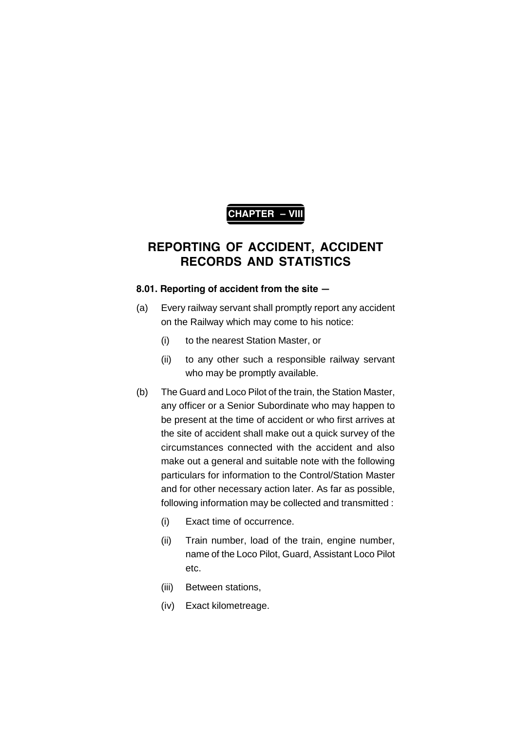**CHAPTER – VIII**

# REPORTING OF ACCIDENT, ACCIDENT RECORDS AND STATISTICS

### 8.01. Reporting of accident from the site —

(a) Every railway servant shall promptly report any accident on the Railway which may come to his notice:

  (i) to the nearest Station Master, or

  (ii) to any other such a responsible railway servant who may be promptly available.

(b) The Guard and Loco Pilot of the train, the Station Master, any officer or a Senior Subordinate who may happen to be present at the time of accident or who first arrives at the site of accident shall make out a quick survey of the circumstances connected with the accident and also make out a general and suitable note with the following particulars for information to the Control/Station Master and for other necessary action later. As far as possible, following information may be collected and transmitted :

  (i) Exact time of occurrence.

  (ii) Train number, load of the train, engine number, name of the Loco Pilot, Guard, Assistant Loco Pilot etc.

  (iii) Between stations,

  (iv) Exact kilometreage.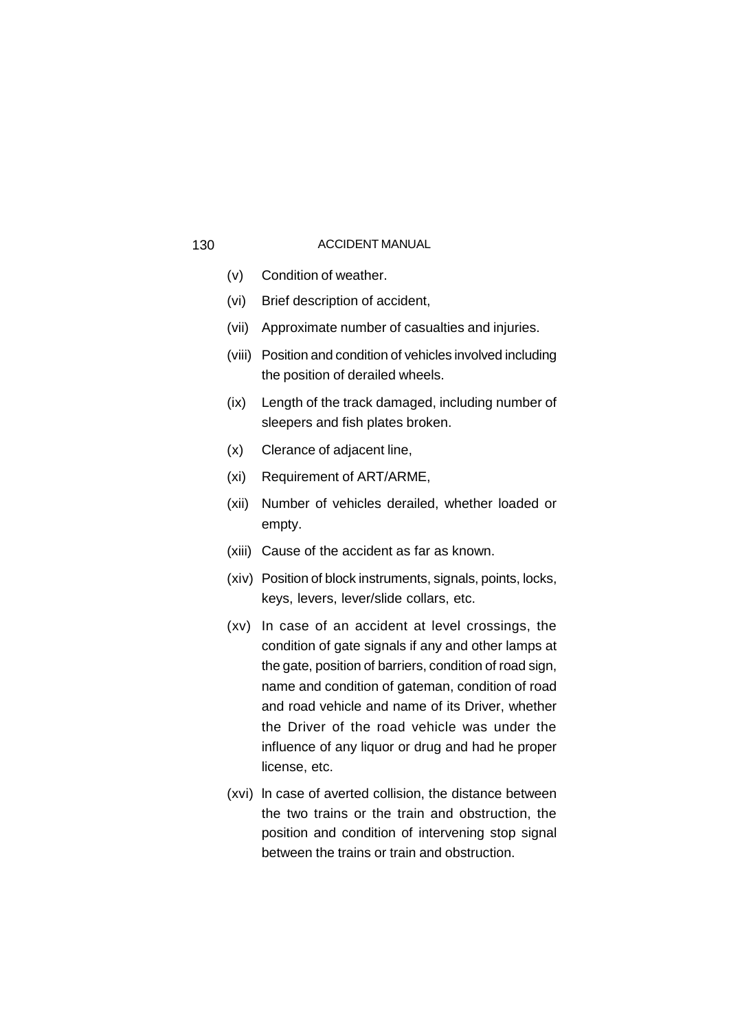(v) Condition of weather.

(vi) Brief description of accident,

(vii) Approximate number of casualties and injuries.

(viii) Position and condition of vehicles involved including the position of derailed wheels.

(ix) Length of the track damaged, including number of sleepers and fish plates broken.

(x) Clerance of adjacent line,

(xi) Requirement of ART/ARME,

(xii) Number of vehicles derailed, whether loaded or empty.

(xiii) Cause of the accident as far as known.

(xiv) Position of block instruments, signals, points, locks, keys, levers, lever/slide collars, etc.

(xv) In case of an accident at level crossings, the condition of gate signals if any and other lamps at the gate, position of barriers, condition of road sign, name and condition of gateman, condition of road and road vehicle and name of its Driver, whether the Driver of the road vehicle was under the influence of any liquor or drug and had he proper license, etc.

(xvi) ln case of averted collision, the distance between the two trains or the train and obstruction, the position and condition of intervening stop signal between the trains or train and obstruction.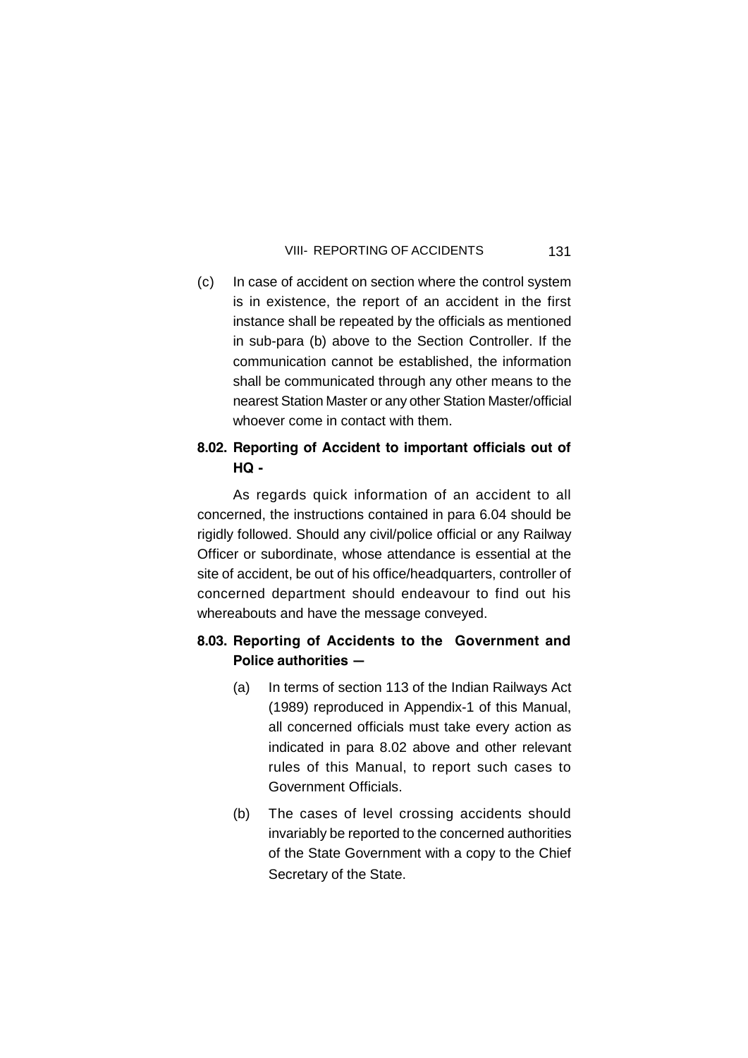(c) In case of accident on section where the control system is in existence, the report of an accident in the first instance shall be repeated by the officials as mentioned in sub-para (b) above to the Section Controller. If the communication cannot be established, the information shall be communicated through any other means to the nearest Station Master or any other Station Master/official whoever come in contact with them.

**8.02. Reporting of Accident to important officials out of HQ -**

As regards quick information of an accident to all concerned, the instructions contained in para 6.04 should be rigidly followed. Should any civil/police official or any Railway Officer or subordinate, whose attendance is essential at the site of accident, be out of his office/headquarters, controller of concerned department should endeavour to find out his whereabouts and have the message conveyed.

**8.03. Reporting of Accidents to the Government and Police authorities —**

(a) In terms of section 113 of the Indian Railways Act (1989) reproduced in Appendix-1 of this Manual, all concerned officials must take every action as indicated in para 8.02 above and other relevant rules of this Manual, to report such cases to Government Officials.

(b) The cases of level crossing accidents should invariably be reported to the concerned authorities of the State Government with a copy to the Chief Secretary of the State.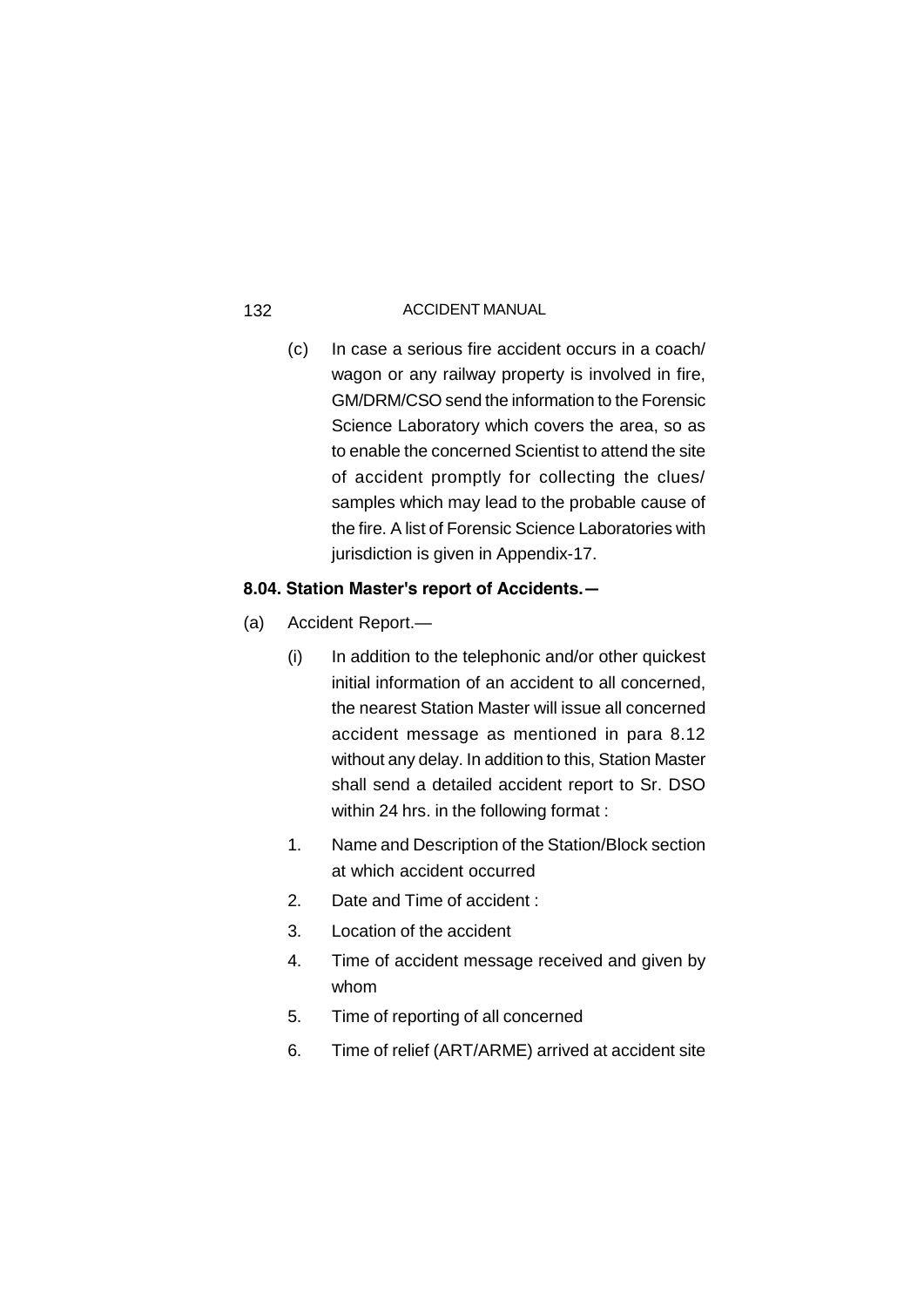(c) In case a serious fire accident occurs in a coach/ wagon or any railway property is involved in fire, GM/DRM/CSO send the information to the Forensic Science Laboratory which covers the area, so as to enable the concerned Scientist to attend the site of accident promptly for collecting the clues/ samples which may lead to the probable cause of the fire. A list of Forensic Science Laboratories with jurisdiction is given in Appendix-17.

**8.04. Station Master's report of Accidents.—**

(a) Accident Report.—

(i) In addition to the telephonic and/or other quickest initial information of an accident to all concerned, the nearest Station Master will issue all concerned accident message as mentioned in para 8.12 without any delay. In addition to this, Station Master shall send a detailed accident report to Sr. DSO within 24 hrs. in the following format :

1. Name and Description of the Station/Block section at which accident occurred
2. Date and Time of accident :
3. Location of the accident
4. Time of accident message received and given by whom
5. Time of reporting of all concerned
6. Time of relief (ART/ARME) arrived at accident site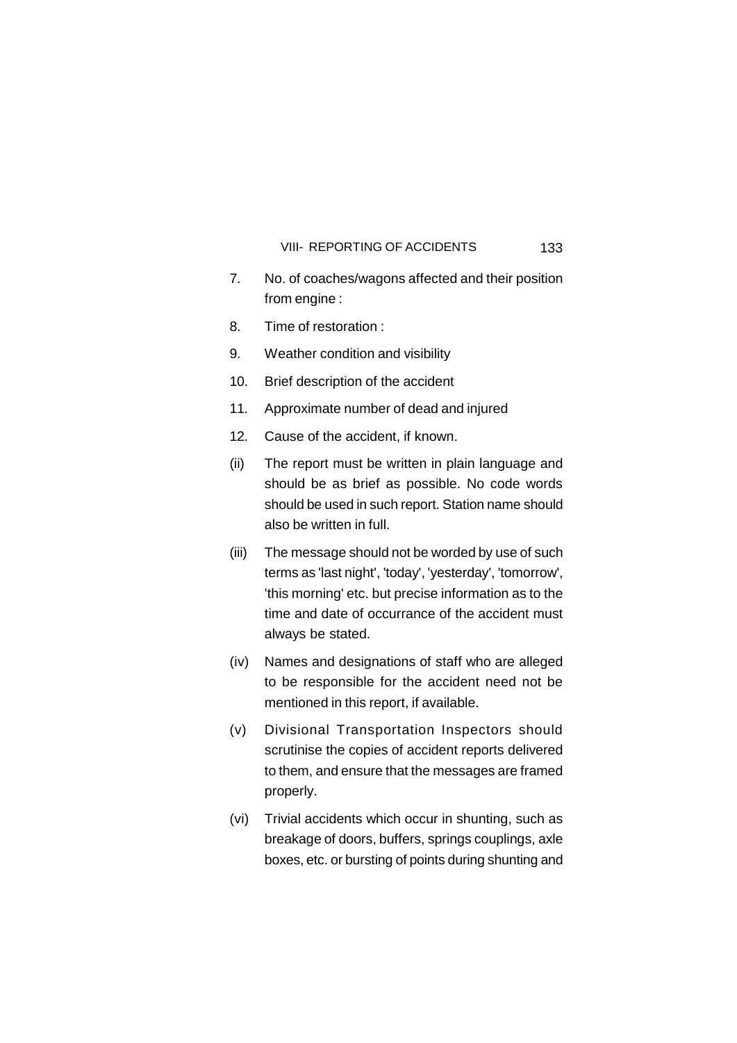7. No. of coaches/wagons affected and their position from engine :

8. Time of restoration :

9. Weather condition and visibility

10. Brief description of the accident

11. Approximate number of dead and injured

12. Cause of the accident, if known.

(ii) The report must be written in plain language and should be as brief as possible. No code words should be used in such report. Station name should also be written in full.

(iii) The message should not be worded by use of such terms as 'last night', 'today', 'yesterday', 'tomorrow', 'this morning' etc. but precise information as to the time and date of occurrance of the accident must always be stated.

(iv) Names and designations of staff who are alleged to be responsible for the accident need not be mentioned in this report, if available.

(v) Divisional Transportation Inspectors should scrutinise the copies of accident reports delivered to them, and ensure that the messages are framed properly.

(vi) Trivial accidents which occur in shunting, such as breakage of doors, buffers, springs couplings, axle boxes, etc. or bursting of points during shunting and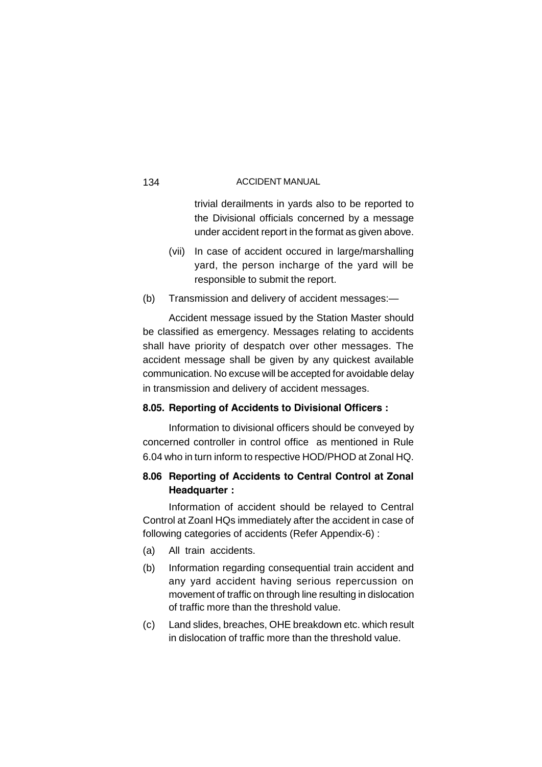trivial derailments in yards also to be reported to the Divisional officials concerned by a message under accident report in the format as given above.

(vii) In case of accident occured in large/marshalling yard, the person incharge of the yard will be responsible to submit the report.

(b) Transmission and delivery of accident messages:—

Accident message issued by the Station Master should be classified as emergency. Messages relating to accidents shall have priority of despatch over other messages. The accident message shall be given by any quickest available communication. No excuse will be accepted for avoidable delay in transmission and delivery of accident messages.

**8.05. Reporting of Accidents to Divisional Officers :**

Information to divisional officers should be conveyed by concerned controller in control office as mentioned in Rule 6.04 who in turn inform to respective HOD/PHOD at Zonal HQ.

**8.06 Reporting of Accidents to Central Control at Zonal Headquarter :**

Information of accident should be relayed to Central Control at Zoanl HQs immediately after the accident in case of following categories of accidents (Refer Appendix-6) :

(a) All train accidents.

(b) Information regarding consequential train accident and any yard accident having serious repercussion on movement of traffic on through line resulting in dislocation of traffic more than the threshold value.

(c) Land slides, breaches, OHE breakdown etc. which result in dislocation of traffic more than the threshold value.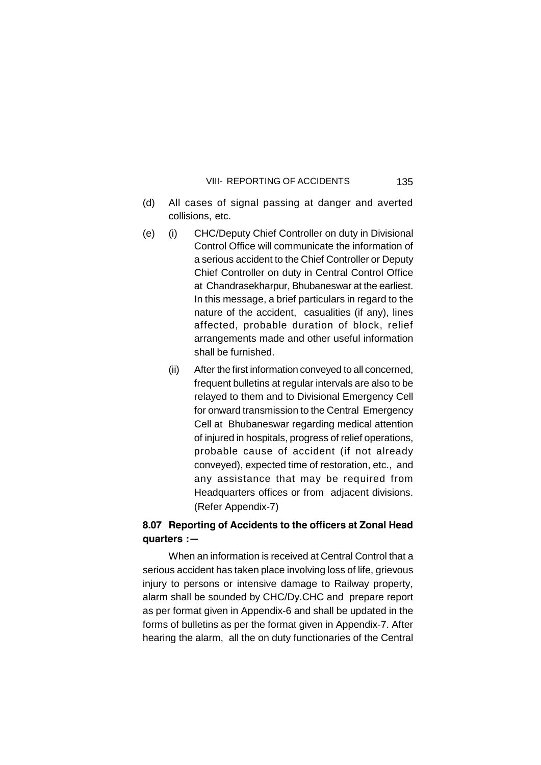(d) All cases of signal passing at danger and averted collisions, etc.

(e) (i) CHC/Deputy Chief Controller on duty in Divisional Control Office will communicate the information of a serious accident to the Chief Controller or Deputy Chief Controller on duty in Central Control Office at Chandrasekharpur, Bhubaneswar at the earliest. In this message, a brief particulars in regard to the nature of the accident, casualities (if any), lines affected, probable duration of block, relief arrangements made and other useful information shall be furnished.

(ii) After the first information conveyed to all concerned, frequent bulletins at regular intervals are also to be relayed to them and to Divisional Emergency Cell for onward transmission to the Central Emergency Cell at Bhubaneswar regarding medical attention of injured in hospitals, progress of relief operations, probable cause of accident (if not already conveyed), expected time of restoration, etc., and any assistance that may be required from Headquarters offices or from adjacent divisions. (Refer Appendix-7)

**8.07 Reporting of Accidents to the officers at Zonal Head quarters :—**

When an information is received at Central Control that a serious accident has taken place involving loss of life, grievous injury to persons or intensive damage to Railway property, alarm shall be sounded by CHC/Dy.CHC and prepare report as per format given in Appendix-6 and shall be updated in the forms of bulletins as per the format given in Appendix-7. After hearing the alarm, all the on duty functionaries of the Central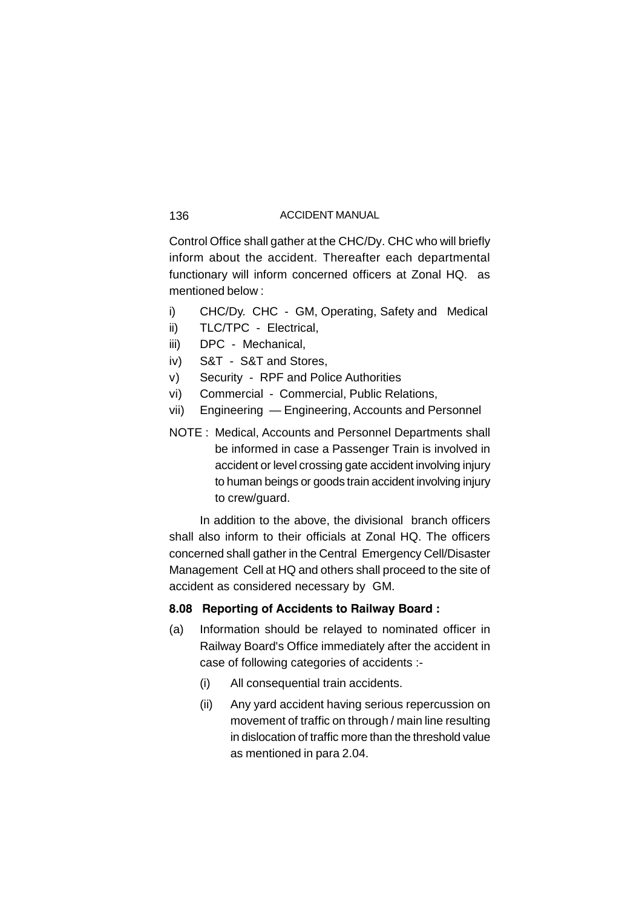Control Office shall gather at the CHC/Dy. CHC who will briefly inform about the accident. Thereafter each departmental functionary will inform concerned officers at Zonal HQ. as mentioned below :

i) CHC/Dy. CHC - GM, Operating, Safety and Medical
ii) TLC/TPC - Electrical,
iii) DPC - Mechanical,
iv) S&T - S&T and Stores,
v) Security - RPF and Police Authorities
vi) Commercial - Commercial, Public Relations,
vii) Engineering — Engineering, Accounts and Personnel

NOTE : Medical, Accounts and Personnel Departments shall be informed in case a Passenger Train is involved in accident or level crossing gate accident involving injury to human beings or goods train accident involving injury to crew/guard.

In addition to the above, the divisional branch officers shall also inform to their officials at Zonal HQ. The officers concerned shall gather in the Central Emergency Cell/Disaster Management Cell at HQ and others shall proceed to the site of accident as considered necessary by GM.

### 8.08 Reporting of Accidents to Railway Board :

(a) Information should be relayed to nominated officer in Railway Board's Office immediately after the accident in case of following categories of accidents :-

   (i) All consequential train accidents.

   (ii) Any yard accident having serious repercussion on movement of traffic on through / main line resulting in dislocation of traffic more than the threshold value as mentioned in para 2.04.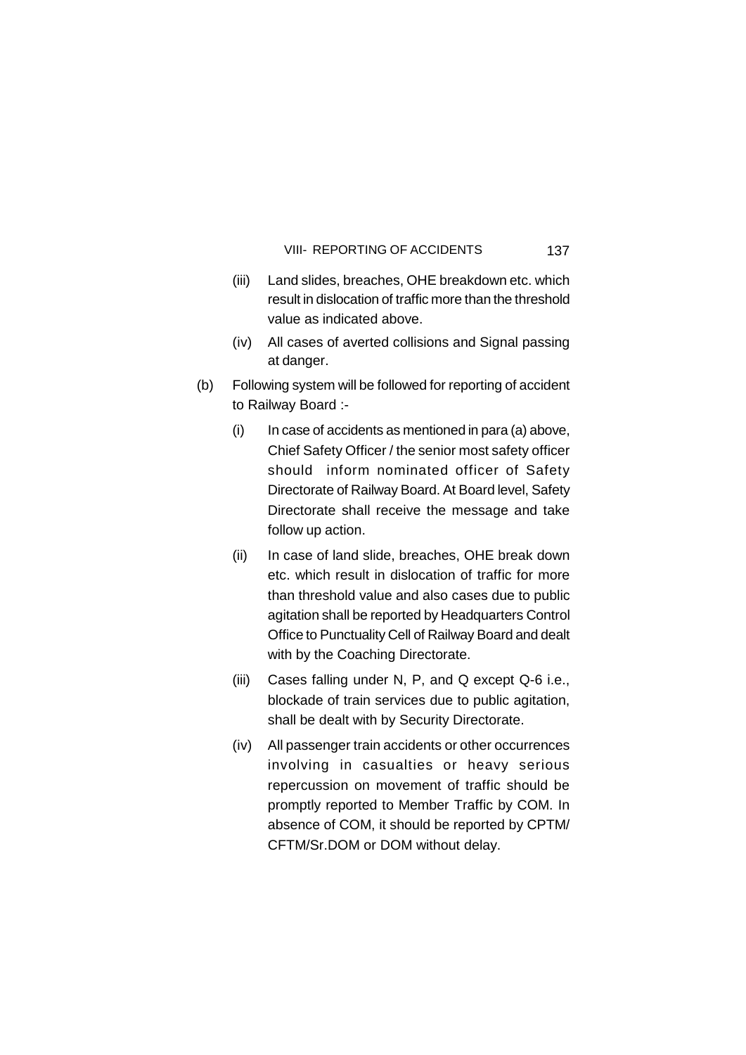(iii) Land slides, breaches, OHE breakdown etc. which result in dislocation of traffic more than the threshold value as indicated above.

(iv) All cases of averted collisions and Signal passing at danger.

(b) Following system will be followed for reporting of accident to Railway Board :-

(i) In case of accidents as mentioned in para (a) above, Chief Safety Officer / the senior most safety officer should inform nominated officer of Safety Directorate of Railway Board. At Board level, Safety Directorate shall receive the message and take follow up action.

(ii) In case of land slide, breaches, OHE break down etc. which result in dislocation of traffic for more than threshold value and also cases due to public agitation shall be reported by Headquarters Control Office to Punctuality Cell of Railway Board and dealt with by the Coaching Directorate.

(iii) Cases falling under N, P, and Q except Q-6 i.e., blockade of train services due to public agitation, shall be dealt with by Security Directorate.

(iv) All passenger train accidents or other occurrences involving in casualties or heavy serious repercussion on movement of traffic should be promptly reported to Member Traffic by COM. In absence of COM, it should be reported by CPTM/ CFTM/Sr.DOM or DOM without delay.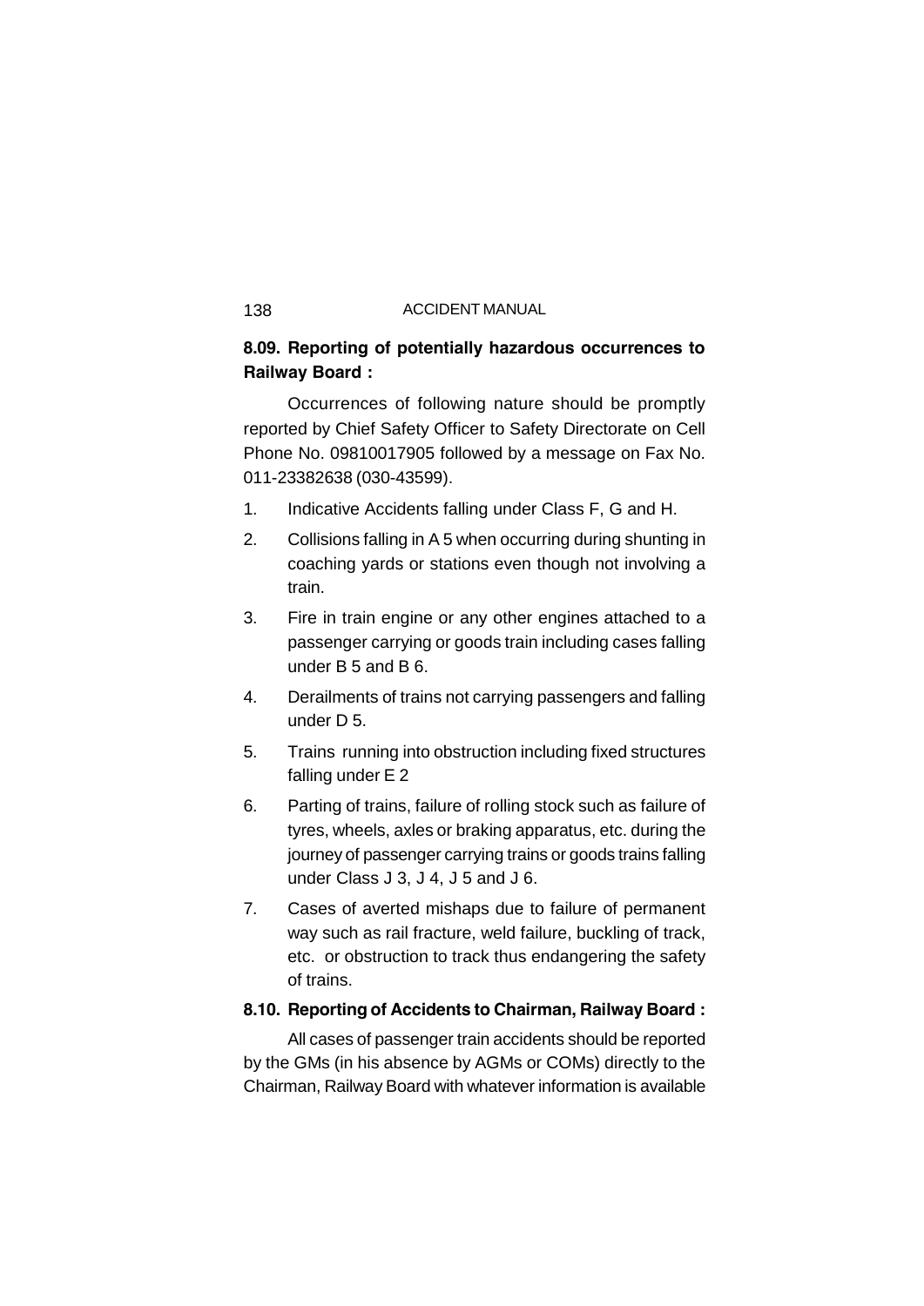### 8.09. Reporting of potentially hazardous occurrences to Railway Board :

Occurrences of following nature should be promptly reported by Chief Safety Officer to Safety Directorate on Cell Phone No. 09810017905 followed by a message on Fax No. 011-23382638 (030-43599).

1. Indicative Accidents falling under Class F, G and H.
2. Collisions falling in A 5 when occurring during shunting in coaching yards or stations even though not involving a train.
3. Fire in train engine or any other engines attached to a passenger carrying or goods train including cases falling under B 5 and B 6.
4. Derailments of trains not carrying passengers and falling under D 5.
5. Trains running into obstruction including fixed structures falling under E 2
6. Parting of trains, failure of rolling stock such as failure of tyres, wheels, axles or braking apparatus, etc. during the journey of passenger carrying trains or goods trains falling under Class J 3, J 4, J 5 and J 6.
7. Cases of averted mishaps due to failure of permanent way such as rail fracture, weld failure, buckling of track, etc. or obstruction to track thus endangering the safety of trains.

### 8.10. Reporting of Accidents to Chairman, Railway Board :

All cases of passenger train accidents should be reported by the GMs (in his absence by AGMs or COMs) directly to the Chairman, Railway Board with whatever information is available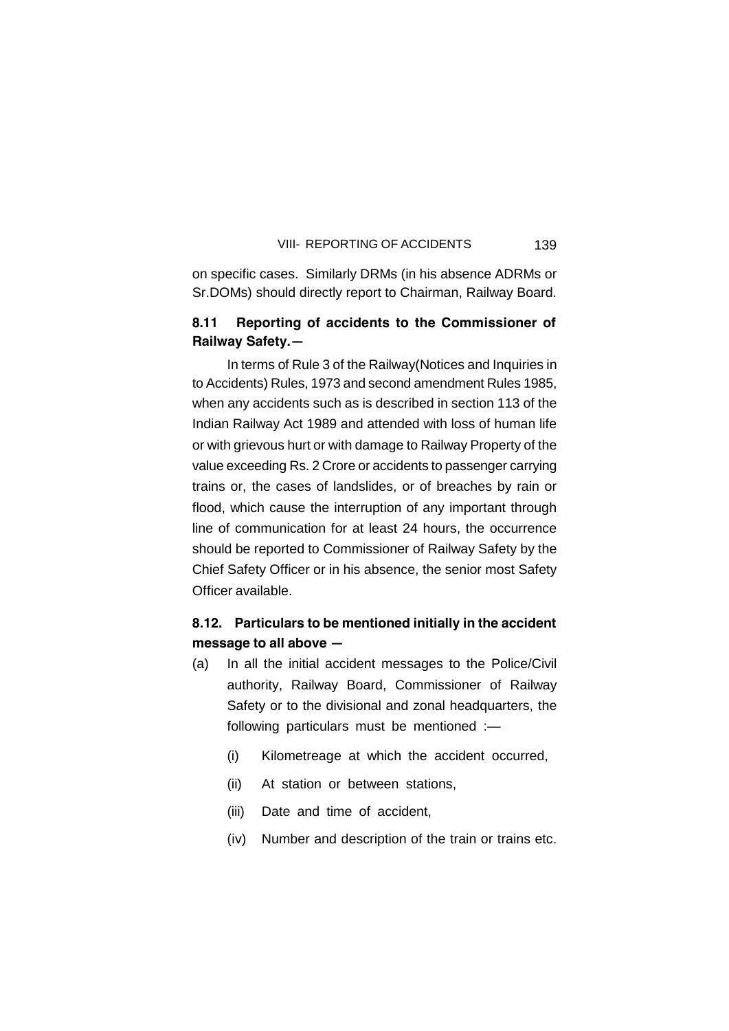on specific cases. Similarly DRMs (in his absence ADRMs or Sr.DOMs) should directly report to Chairman, Railway Board.

**8.11 Reporting of accidents to the Commissioner of Railway Safety.—**

In terms of Rule 3 of the Railway(Notices and Inquiries in to Accidents) Rules, 1973 and second amendment Rules 1985, when any accidents such as is described in section 113 of the Indian Railway Act 1989 and attended with loss of human life or with grievous hurt or with damage to Railway Property of the value exceeding Rs. 2 Crore or accidents to passenger carrying trains or, the cases of landslides, or of breaches by rain or flood, which cause the interruption of any important through line of communication for at least 24 hours, the occurrence should be reported to Commissioner of Railway Safety by the Chief Safety Officer or in his absence, the senior most Safety Officer available.

**8.12. Particulars to be mentioned initially in the accident message to all above —**

(a) In all the initial accident messages to the Police/Civil authority, Railway Board, Commissioner of Railway Safety or to the divisional and zonal headquarters, the following particulars must be mentioned :—

   (i) Kilometreage at which the accident occurred,

   (ii) At station or between stations,

   (iii) Date and time of accident,

   (iv) Number and description of the train or trains etc.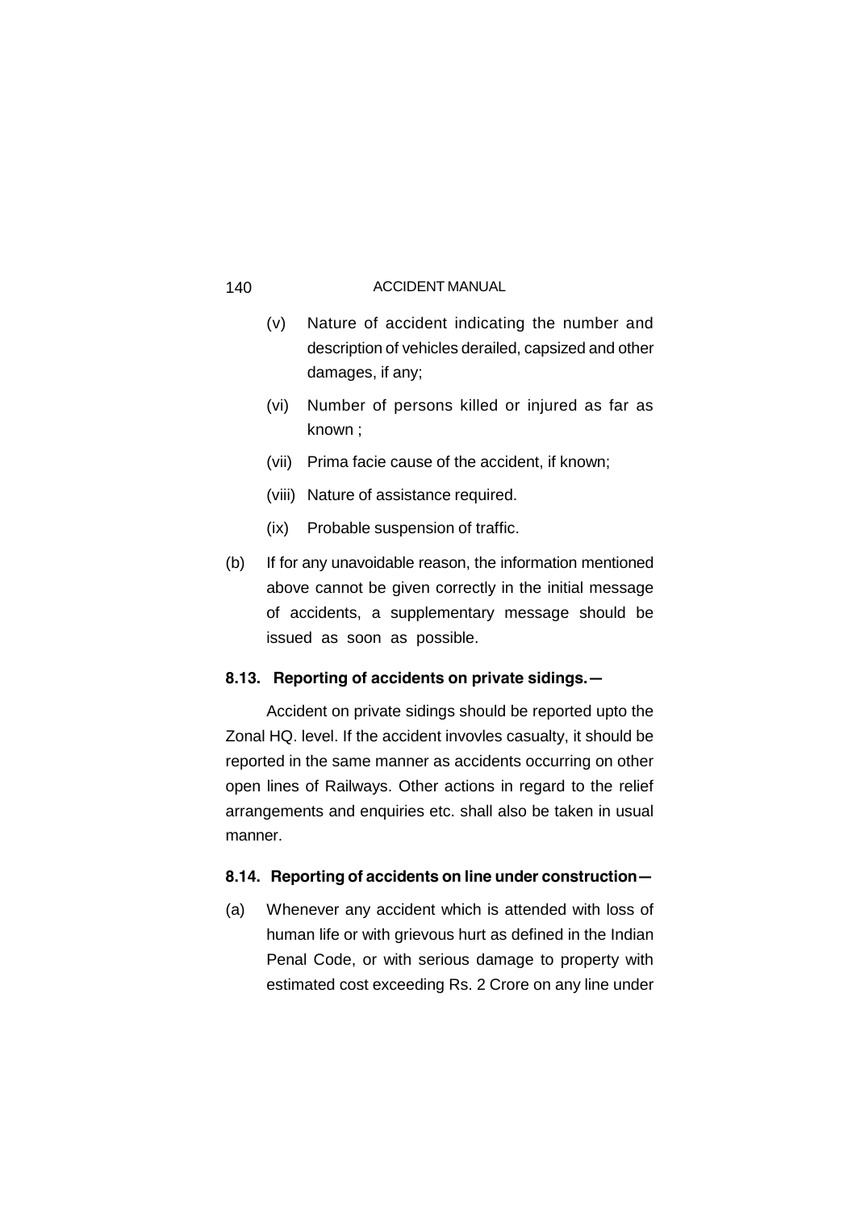(v) Nature of accident indicating the number and description of vehicles derailed, capsized and other damages, if any;

(vi) Number of persons killed or injured as far as known ;

(vii) Prima facie cause of the accident, if known;

(viii) Nature of assistance required.

(ix) Probable suspension of traffic.

(b) If for any unavoidable reason, the information mentioned above cannot be given correctly in the initial message of accidents, a supplementary message should be issued as soon as possible.

**8.13. Reporting of accidents on private sidings.—**

Accident on private sidings should be reported upto the Zonal HQ. level. If the accident invovles casualty, it should be reported in the same manner as accidents occurring on other open lines of Railways. Other actions in regard to the relief arrangements and enquiries etc. shall also be taken in usual manner.

**8.14. Reporting of accidents on line under construction—**

(a) Whenever any accident which is attended with loss of human life or with grievous hurt as defined in the Indian Penal Code, or with serious damage to property with estimated cost exceeding Rs. 2 Crore on any line under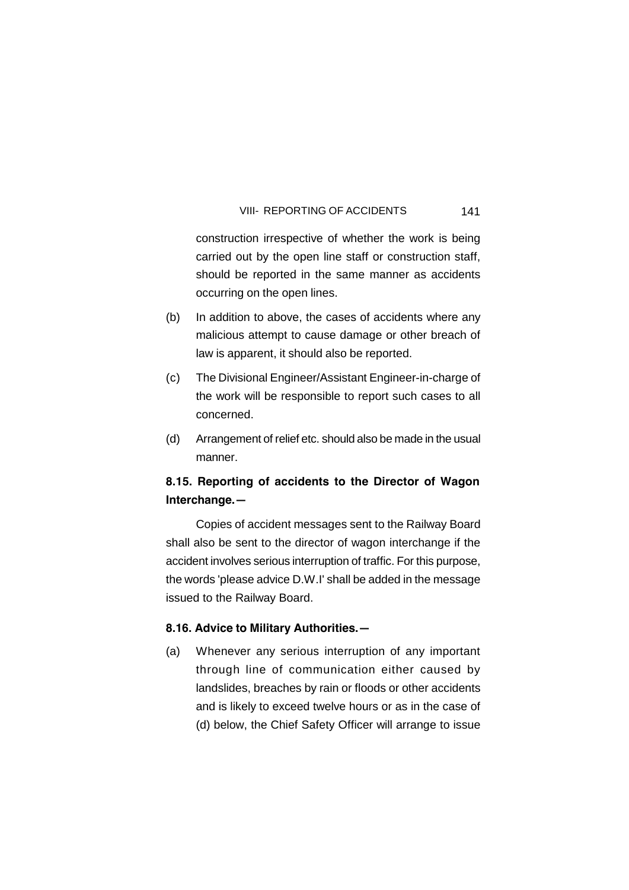construction irrespective of whether the work is being carried out by the open line staff or construction staff, should be reported in the same manner as accidents occurring on the open lines.

(b) In addition to above, the cases of accidents where any malicious attempt to cause damage or other breach of law is apparent, it should also be reported.

(c) The Divisional Engineer/Assistant Engineer-in-charge of the work will be responsible to report such cases to all concerned.

(d) Arrangement of relief etc. should also be made in the usual manner.

**8.15. Reporting of accidents to the Director of Wagon Interchange.—**

Copies of accident messages sent to the Railway Board shall also be sent to the director of wagon interchange if the accident involves serious interruption of traffic. For this purpose, the words 'please advice D.W.I' shall be added in the message issued to the Railway Board.

**8.16. Advice to Military Authorities.—**

(a) Whenever any serious interruption of any important through line of communication either caused by landslides, breaches by rain or floods or other accidents and is likely to exceed twelve hours or as in the case of (d) below, the Chief Safety Officer will arrange to issue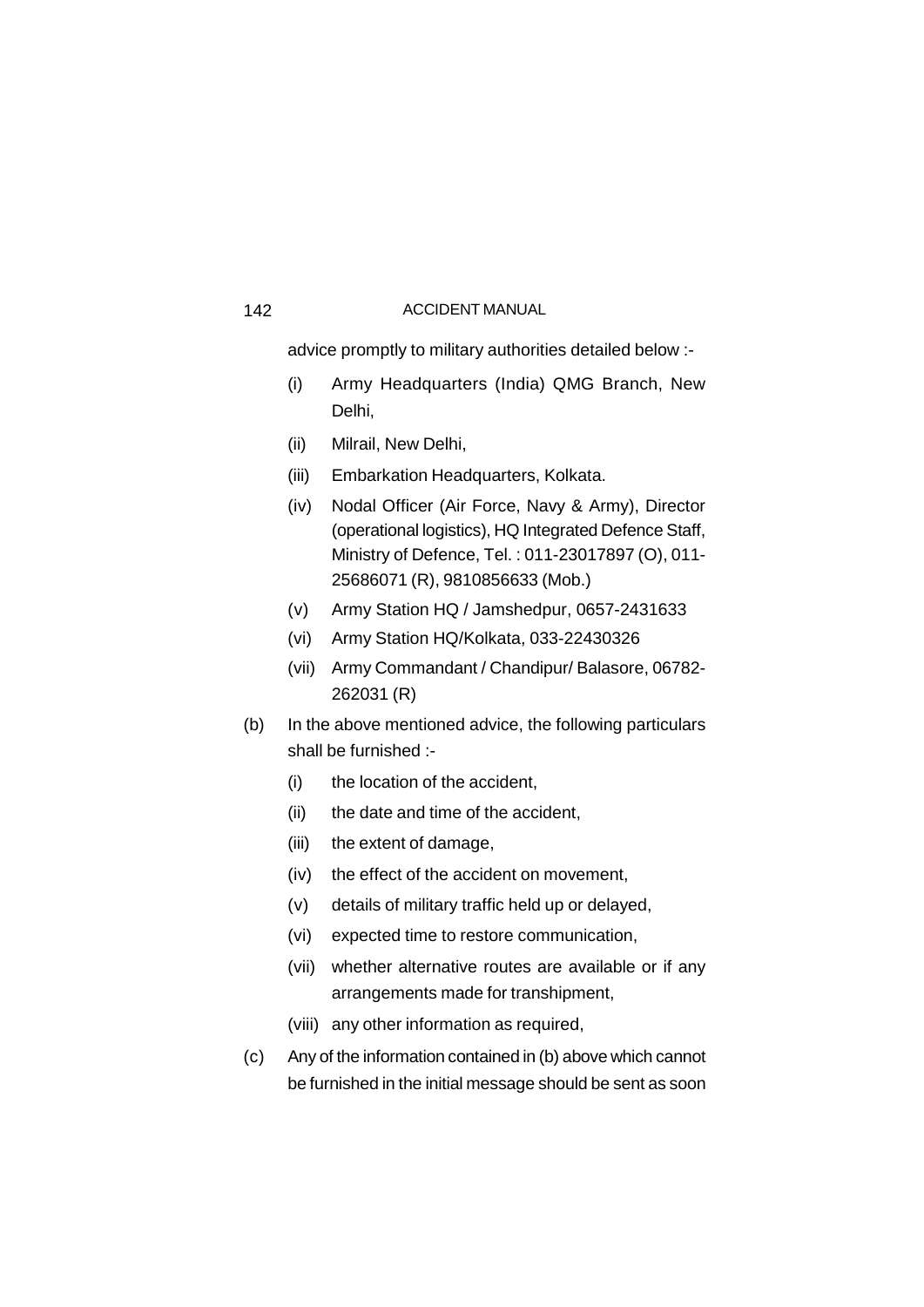advice promptly to military authorities detailed below :-

- (i) Army Headquarters (India) QMG Branch, New Delhi,
- (ii) Milrail, New Delhi,
- (iii) Embarkation Headquarters, Kolkata.
- (iv) Nodal Officer (Air Force, Navy & Army), Director (operational logistics), HQ Integrated Defence Staff, Ministry of Defence, Tel. : 011-23017897 (O), 011-25686071 (R), 9810856633 (Mob.)
- (v) Army Station HQ / Jamshedpur, 0657-2431633
- (vi) Army Station HQ/Kolkata, 033-22430326
- (vii) Army Commandant / Chandipur/ Balasore, 06782-262031 (R)

(b) In the above mentioned advice, the following particulars shall be furnished :-

- (i) the location of the accident,
- (ii) the date and time of the accident,
- (iii) the extent of damage,
- (iv) the effect of the accident on movement,
- (v) details of military traffic held up or delayed,
- (vi) expected time to restore communication,
- (vii) whether alternative routes are available or if any arrangements made for transhipment,
- (viii) any other information as required,

(c) Any of the information contained in (b) above which cannot be furnished in the initial message should be sent as soon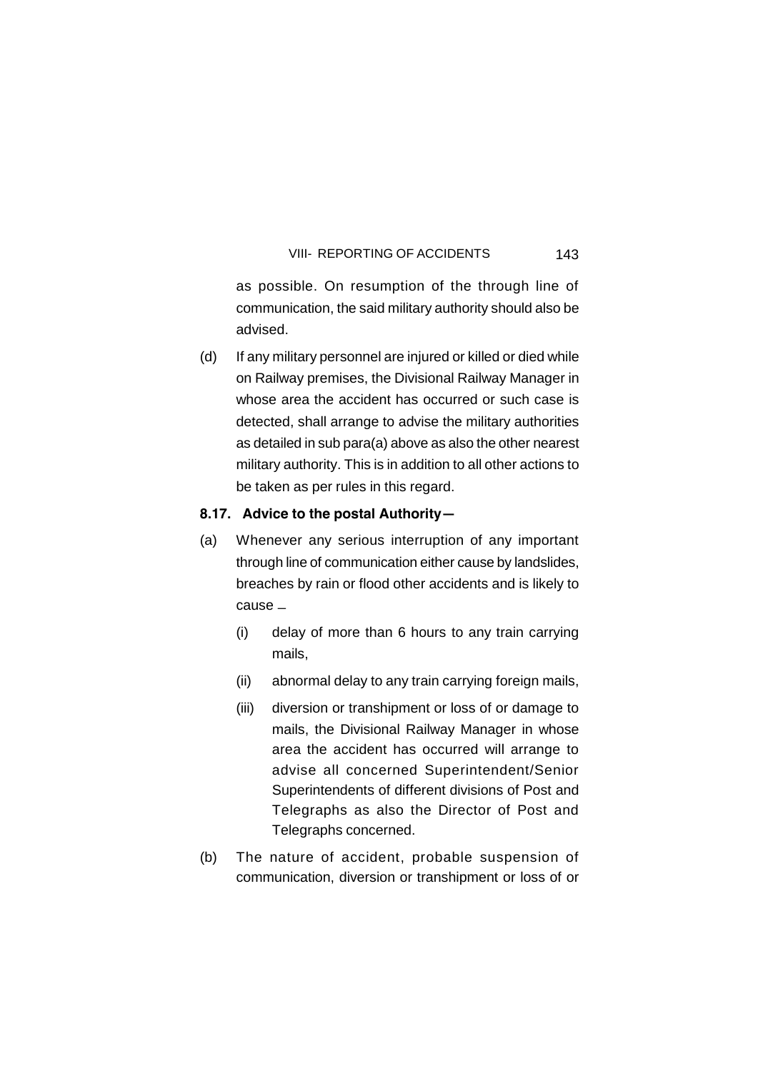as possible. On resumption of the through line of communication, the said military authority should also be advised.

(d) If any military personnel are injured or killed or died while on Railway premises, the Divisional Railway Manager in whose area the accident has occurred or such case is detected, shall arrange to advise the military authorities as detailed in sub para(a) above as also the other nearest military authority. This is in addition to all other actions to be taken as per rules in this regard.

**8.17. Advice to the postal Authority—**

(a) Whenever any serious interruption of any important through line of communication either cause by landslides, breaches by rain or flood other accidents and is likely to cause –

  (i) delay of more than 6 hours to any train carrying mails,

  (ii) abnormal delay to any train carrying foreign mails,

  (iii) diversion or transhipment or loss of or damage to mails, the Divisional Railway Manager in whose area the accident has occurred will arrange to advise all concerned Superintendent/Senior Superintendents of different divisions of Post and Telegraphs as also the Director of Post and Telegraphs concerned.

(b) The nature of accident, probable suspension of communication, diversion or transhipment or loss of or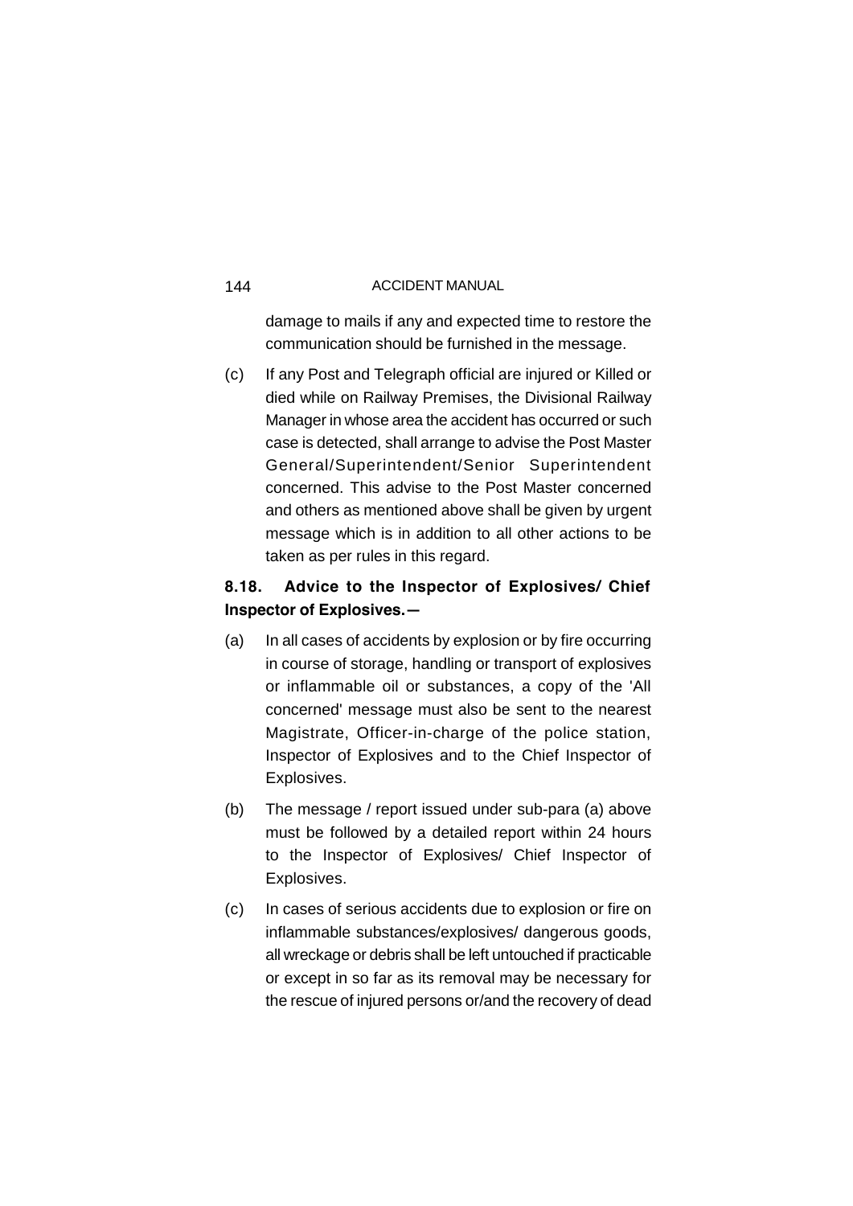damage to mails if any and expected time to restore the communication should be furnished in the message.

(c) If any Post and Telegraph official are injured or Killed or died while on Railway Premises, the Divisional Railway Manager in whose area the accident has occurred or such case is detected, shall arrange to advise the Post Master General/Superintendent/Senior Superintendent concerned. This advise to the Post Master concerned and others as mentioned above shall be given by urgent message which is in addition to all other actions to be taken as per rules in this regard.

**8.18. Advice to the Inspector of Explosives/ Chief Inspector of Explosives.—**

(a) In all cases of accidents by explosion or by fire occurring in course of storage, handling or transport of explosives or inflammable oil or substances, a copy of the 'All concerned' message must also be sent to the nearest Magistrate, Officer-in-charge of the police station, Inspector of Explosives and to the Chief Inspector of Explosives.

(b) The message / report issued under sub-para (a) above must be followed by a detailed report within 24 hours to the Inspector of Explosives/ Chief Inspector of Explosives.

(c) In cases of serious accidents due to explosion or fire on inflammable substances/explosives/ dangerous goods, all wreckage or debris shall be left untouched if practicable or except in so far as its removal may be necessary for the rescue of injured persons or/and the recovery of dead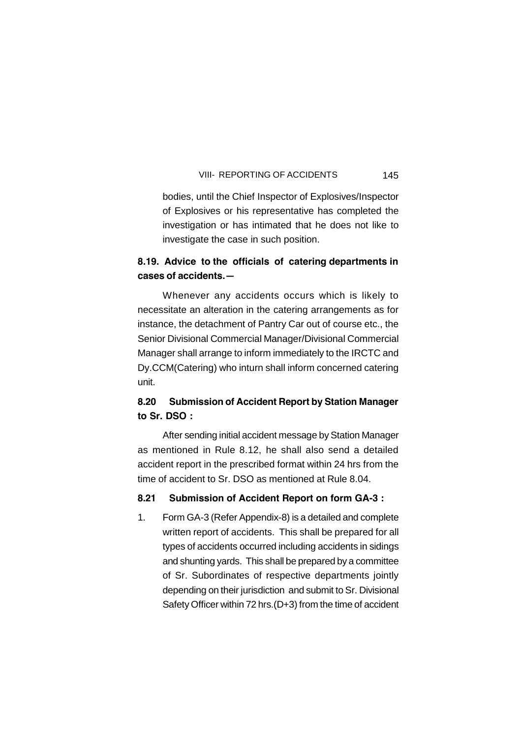bodies, until the Chief Inspector of Explosives/Inspector of Explosives or his representative has completed the investigation or has intimated that he does not like to investigate the case in such position.

**8.19. Advice to the officials of catering departments in cases of accidents.—**

Whenever any accidents occurs which is likely to necessitate an alteration in the catering arrangements as for instance, the detachment of Pantry Car out of course etc., the Senior Divisional Commercial Manager/Divisional Commercial Manager shall arrange to inform immediately to the IRCTC and Dy.CCM(Catering) who inturn shall inform concerned catering unit.

**8.20 Submission of Accident Report by Station Manager to Sr. DSO :**

After sending initial accident message by Station Manager as mentioned in Rule 8.12, he shall also send a detailed accident report in the prescribed format within 24 hrs from the time of accident to Sr. DSO as mentioned at Rule 8.04.

**8.21 Submission of Accident Report on form GA-3 :**

1. Form GA-3 (Refer Appendix-8) is a detailed and complete written report of accidents. This shall be prepared for all types of accidents occurred including accidents in sidings and shunting yards. This shall be prepared by a committee of Sr. Subordinates of respective departments jointly depending on their jurisdiction and submit to Sr. Divisional Safety Officer within 72 hrs.(D+3) from the time of accident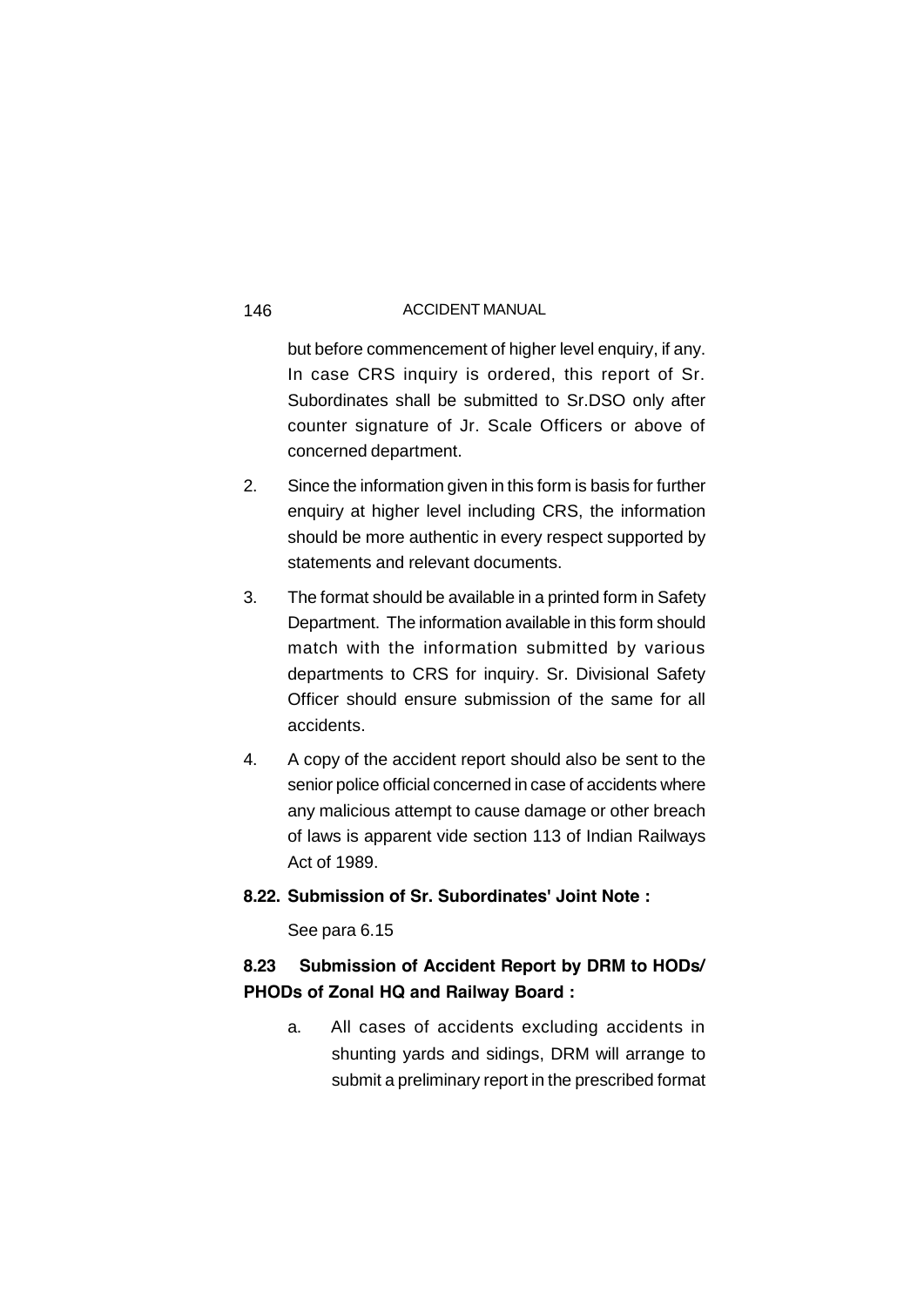but before commencement of higher level enquiry, if any. In case CRS inquiry is ordered, this report of Sr. Subordinates shall be submitted to Sr.DSO only after counter signature of Jr. Scale Officers or above of concerned department.

2. Since the information given in this form is basis for further enquiry at higher level including CRS, the information should be more authentic in every respect supported by statements and relevant documents.

3. The format should be available in a printed form in Safety Department. The information available in this form should match with the information submitted by various departments to CRS for inquiry. Sr. Divisional Safety Officer should ensure submission of the same for all accidents.

4. A copy of the accident report should also be sent to the senior police official concerned in case of accidents where any malicious attempt to cause damage or other breach of laws is apparent vide section 113 of Indian Railways Act of 1989.

**8.22. Submission of Sr. Subordinates' Joint Note :**

See para 6.15

**8.23 Submission of Accident Report by DRM to HODs/ PHODs of Zonal HQ and Railway Board :**

a. All cases of accidents excluding accidents in shunting yards and sidings, DRM will arrange to submit a preliminary report in the prescribed format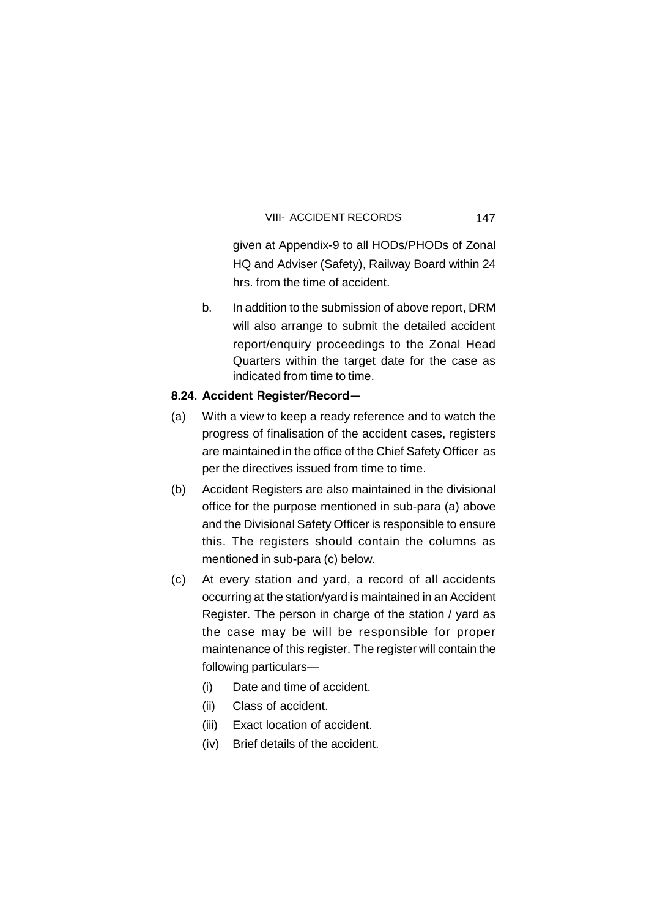given at Appendix-9 to all HODs/PHODs of Zonal HQ and Adviser (Safety), Railway Board within 24 hrs. from the time of accident.

b. In addition to the submission of above report, DRM will also arrange to submit the detailed accident report/enquiry proceedings to the Zonal Head Quarters within the target date for the case as indicated from time to time.

**8.24. Accident Register/Record—**

(a) With a view to keep a ready reference and to watch the progress of finalisation of the accident cases, registers are maintained in the office of the Chief Safety Officer as per the directives issued from time to time.

(b) Accident Registers are also maintained in the divisional office for the purpose mentioned in sub-para (a) above and the Divisional Safety Officer is responsible to ensure this. The registers should contain the columns as mentioned in sub-para (c) below.

(c) At every station and yard, a record of all accidents occurring at the station/yard is maintained in an Accident Register. The person in charge of the station / yard as the case may be will be responsible for proper maintenance of this register. The register will contain the following particulars—

- (i) Date and time of accident.
- (ii) Class of accident.
- (iii) Exact location of accident.
- (iv) Brief details of the accident.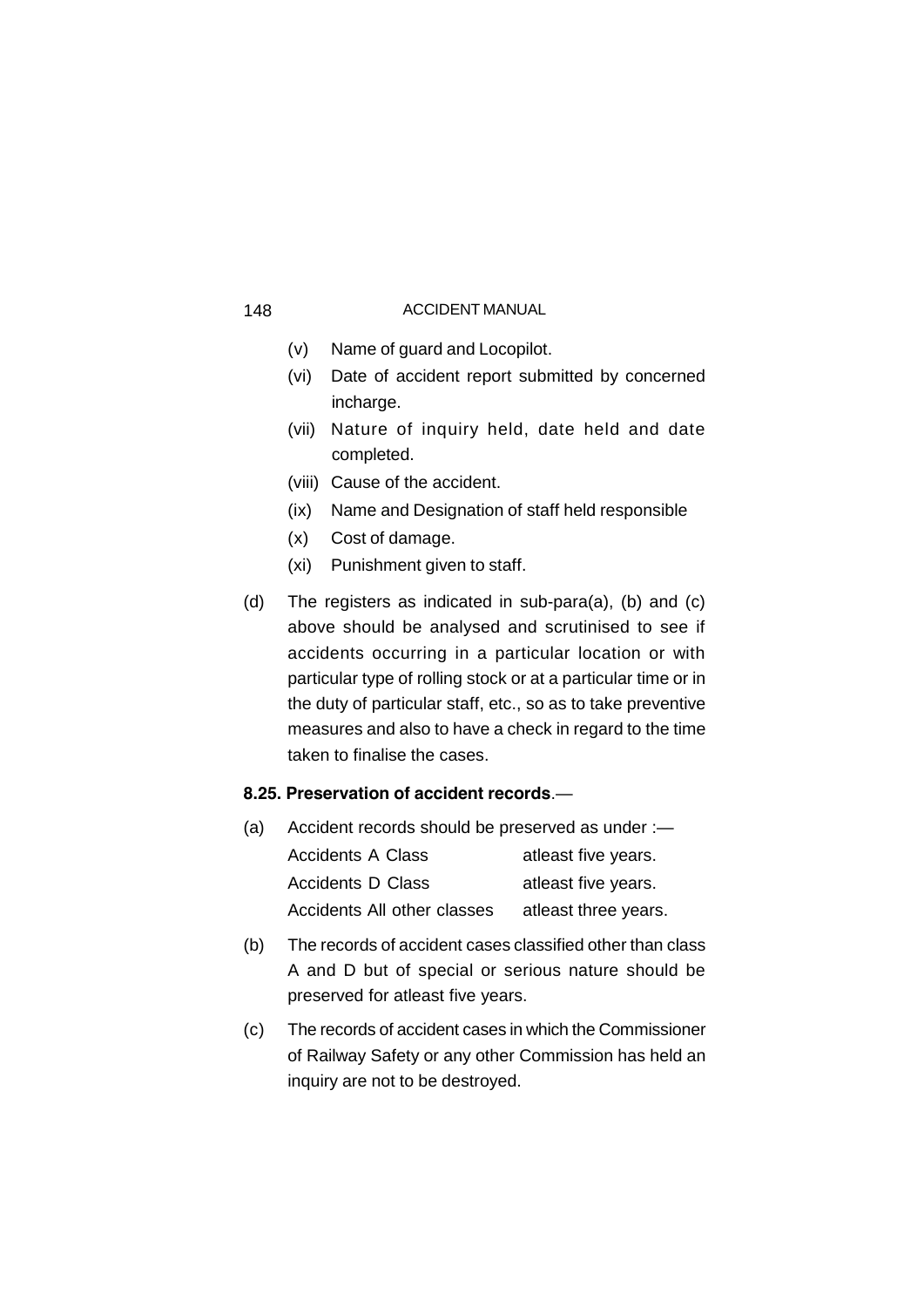(v) Name of guard and Locopilot.

(vi) Date of accident report submitted by concerned incharge.

(vii) Nature of inquiry held, date held and date completed.

(viii) Cause of the accident.

(ix) Name and Designation of staff held responsible

(x) Cost of damage.

(xi) Punishment given to staff.

(d) The registers as indicated in sub-para(a), (b) and (c) above should be analysed and scrutinised to see if accidents occurring in a particular location or with particular type of rolling stock or at a particular time or in the duty of particular staff, etc., so as to take preventive measures and also to have a check in regard to the time taken to finalise the cases.

**8.25. Preservation of accident records**.—

(a) Accident records should be preserved as under :—

| | |
|---|---|
| Accidents A Class | atleast five years. |
| Accidents D Class | atleast five years. |
| Accidents All other classes | atleast three years. |

(b) The records of accident cases classified other than class A and D but of special or serious nature should be preserved for atleast five years.

(c) The records of accident cases in which the Commissioner of Railway Safety or any other Commission has held an inquiry are not to be destroyed.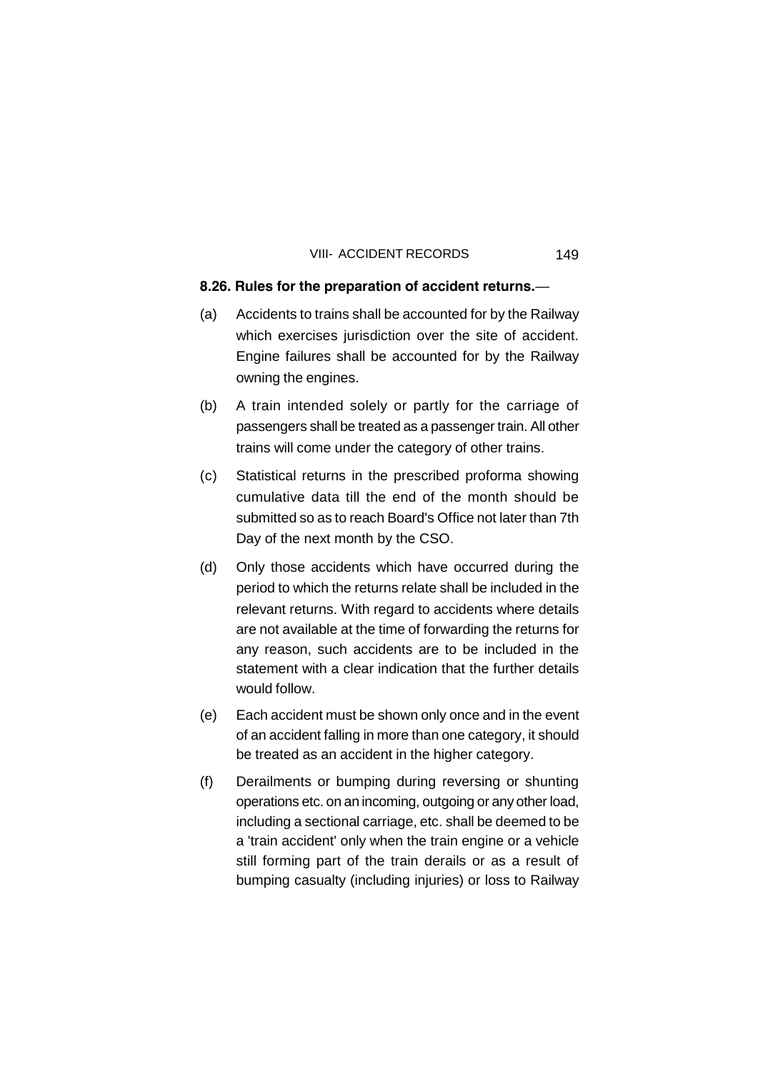**8.26. Rules for the preparation of accident returns.**—

(a) Accidents to trains shall be accounted for by the Railway which exercises jurisdiction over the site of accident. Engine failures shall be accounted for by the Railway owning the engines.

(b) A train intended solely or partly for the carriage of passengers shall be treated as a passenger train. All other trains will come under the category of other trains.

(c) Statistical returns in the prescribed proforma showing cumulative data till the end of the month should be submitted so as to reach Board's Office not later than 7th Day of the next month by the CSO.

(d) Only those accidents which have occurred during the period to which the returns relate shall be included in the relevant returns. With regard to accidents where details are not available at the time of forwarding the returns for any reason, such accidents are to be included in the statement with a clear indication that the further details would follow.

(e) Each accident must be shown only once and in the event of an accident falling in more than one category, it should be treated as an accident in the higher category.

(f) Derailments or bumping during reversing or shunting operations etc. on an incoming, outgoing or any other load, including a sectional carriage, etc. shall be deemed to be a 'train accident' only when the train engine or a vehicle still forming part of the train derails or as a result of bumping casualty (including injuries) or loss to Railway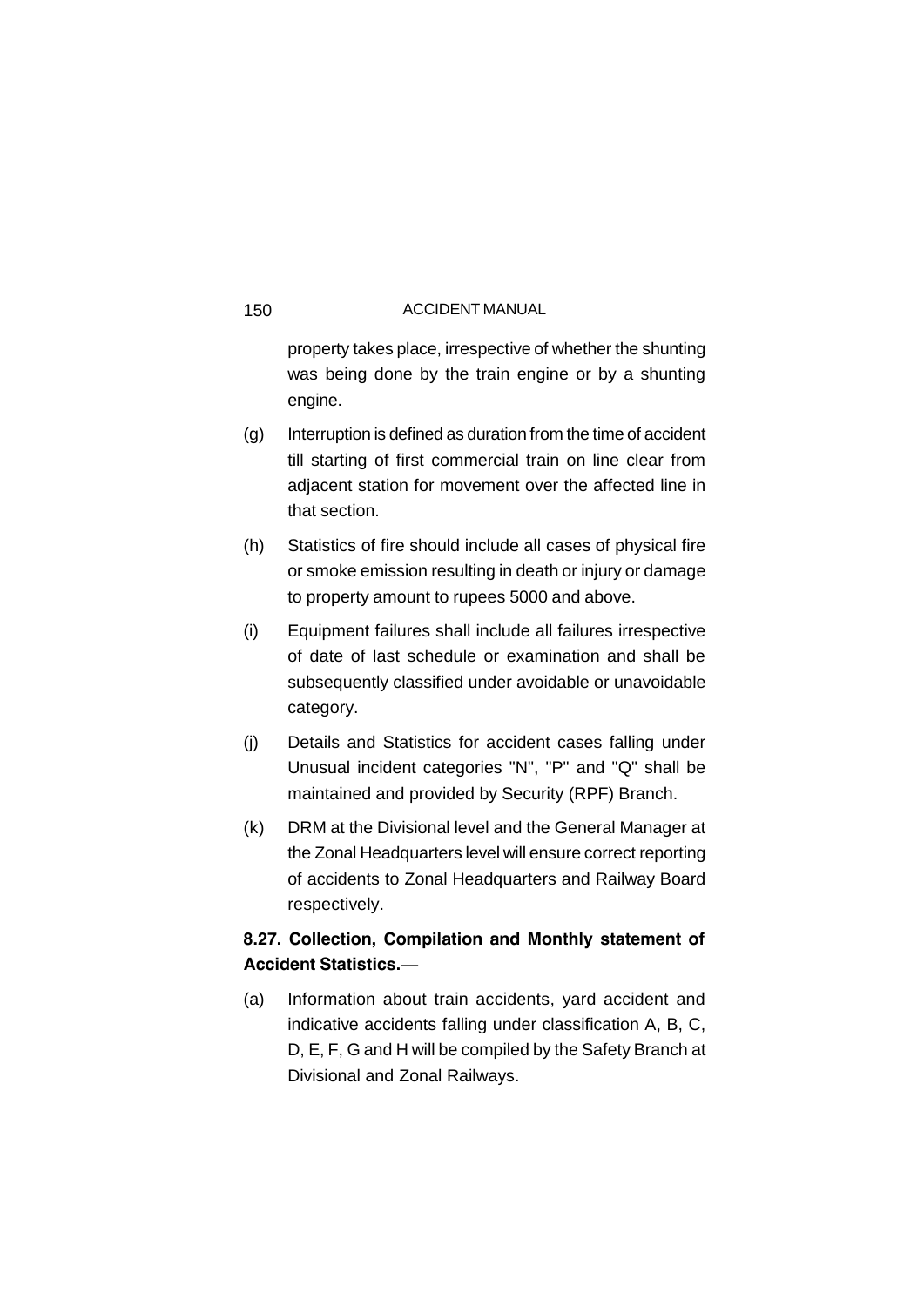property takes place, irrespective of whether the shunting was being done by the train engine or by a shunting engine.

(g) Interruption is defined as duration from the time of accident till starting of first commercial train on line clear from adjacent station for movement over the affected line in that section.

(h) Statistics of fire should include all cases of physical fire or smoke emission resulting in death or injury or damage to property amount to rupees 5000 and above.

(i) Equipment failures shall include all failures irrespective of date of last schedule or examination and shall be subsequently classified under avoidable or unavoidable category.

(j) Details and Statistics for accident cases falling under Unusual incident categories "N", "P" and "Q" shall be maintained and provided by Security (RPF) Branch.

(k) DRM at the Divisional level and the General Manager at the Zonal Headquarters level will ensure correct reporting of accidents to Zonal Headquarters and Railway Board respectively.

**8.27. Collection, Compilation and Monthly statement of Accident Statistics.**—

(a) Information about train accidents, yard accident and indicative accidents falling under classification A, B, C, D, E, F, G and H will be compiled by the Safety Branch at Divisional and Zonal Railways.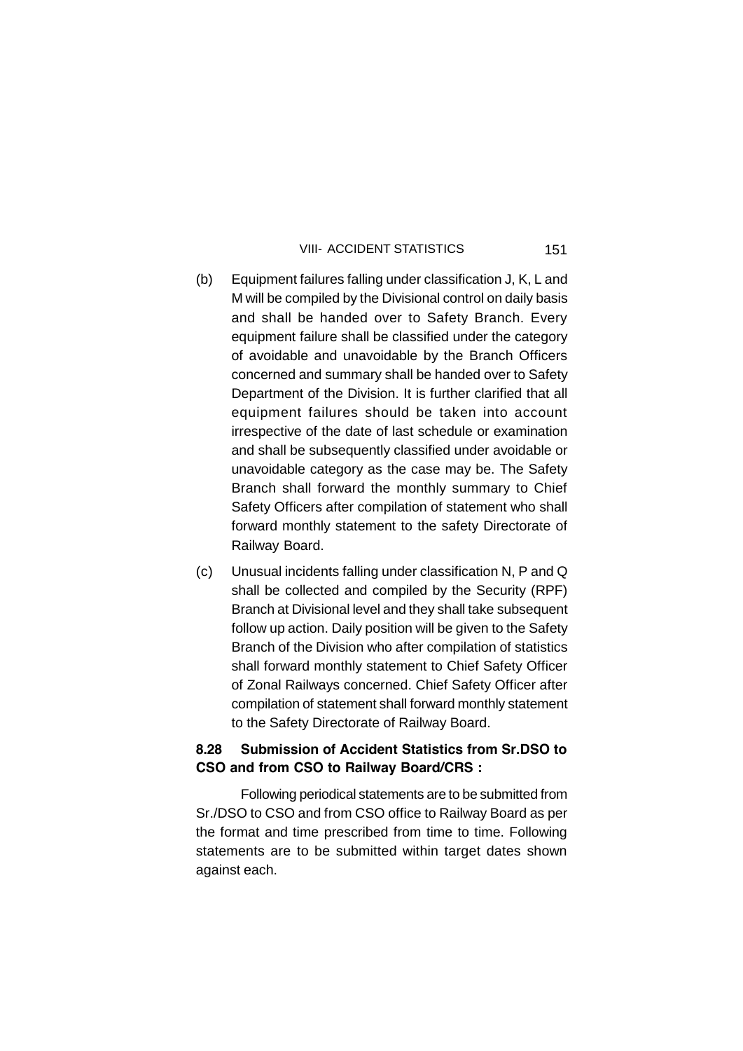(b) Equipment failures falling under classification J, K, L and M will be compiled by the Divisional control on daily basis and shall be handed over to Safety Branch. Every equipment failure shall be classified under the category of avoidable and unavoidable by the Branch Officers concerned and summary shall be handed over to Safety Department of the Division. It is further clarified that all equipment failures should be taken into account irrespective of the date of last schedule or examination and shall be subsequently classified under avoidable or unavoidable category as the case may be. The Safety Branch shall forward the monthly summary to Chief Safety Officers after compilation of statement who shall forward monthly statement to the safety Directorate of Railway Board.

(c) Unusual incidents falling under classification N, P and Q shall be collected and compiled by the Security (RPF) Branch at Divisional level and they shall take subsequent follow up action. Daily position will be given to the Safety Branch of the Division who after compilation of statistics shall forward monthly statement to Chief Safety Officer of Zonal Railways concerned. Chief Safety Officer after compilation of statement shall forward monthly statement to the Safety Directorate of Railway Board.

**8.28 Submission of Accident Statistics from Sr.DSO to CSO and from CSO to Railway Board/CRS :**

Following periodical statements are to be submitted from Sr./DSO to CSO and from CSO office to Railway Board as per the format and time prescribed from time to time. Following statements are to be submitted within target dates shown against each.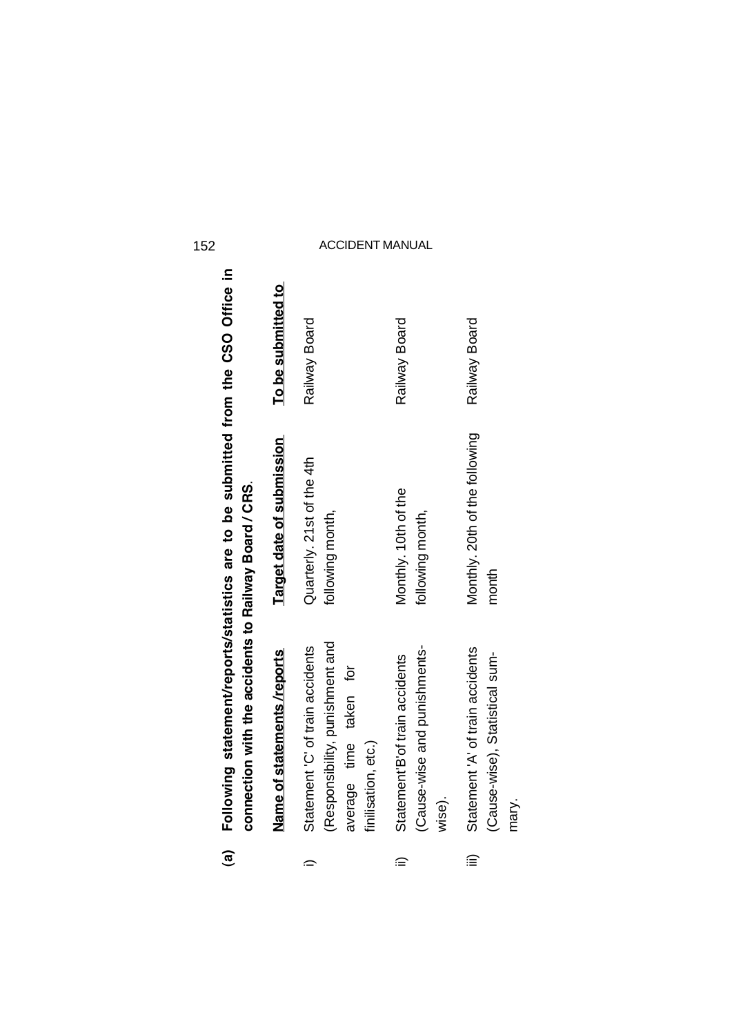**(a) Following statement/reports/statistics are to be submitted from the CSO Office in connection with the accidents to Railway Board / CRS.**

| | Name of statements /reports | Target date of submission | To be submited to |
|---|---|---|---|
| i) | Statement 'C' of train accidents (Responsibility, punishment and average time taken for finilisation, etc.) | Quarterly. 21st of the 4th following month, | Railway Board |
| ii) | Statement'B'of train accidents (Cause-wise and punishments-wise). | Monthly. 10th of the following month, | Railway Board |
| iii) | Statement 'A' of train accidents (Cause-wise), Statistical summary. | Monthly. 20th of the following month | Railway Board |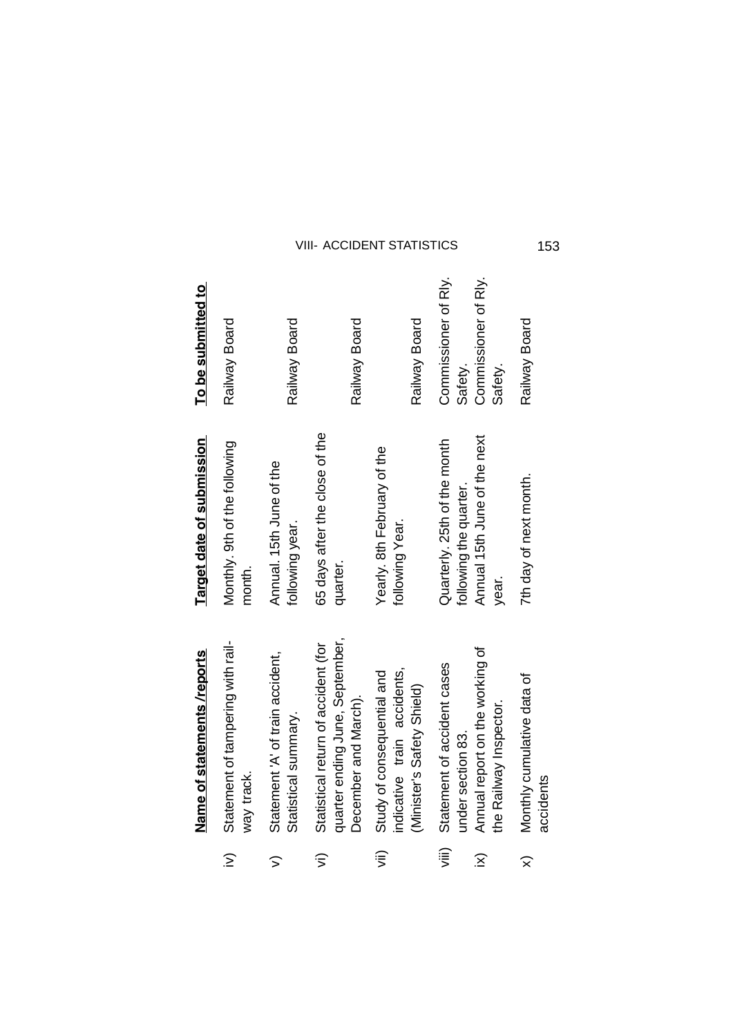| | Name of statements /reports | Target date of submission | To be submitted to |
|---|---|---|---|
| iv) | Statement of tampering with railway track. | Monthly. 9th of the following month. | Railway Board |
| v) | Statement 'A' of train accident, Statistical summary. | Annual. 15th June of the following year. | Railway Board |
| vi) | Statistical return of accident (for quarter ending June, September, December and March). | 65 days after the close of the quarter. | Railway Board |
| vii) | Study of consequential and indicative train accidents, (Minister's Safety Shield) | Yearly. 8th February of the following Year. | Railway Board |
| viii) | Statement of accident cases under section 83. | Quarterly. 25th of the month following the quarter. | Commissioner of Rly. Safety. |
| ix) | Annual report on the working of the Railway Inspector. | Annual 15th June of the next year. | Commissioner of Rly. Safety. |
| x) | Monthly cumulative data of accidents | 7th day of next month. | Railway Board |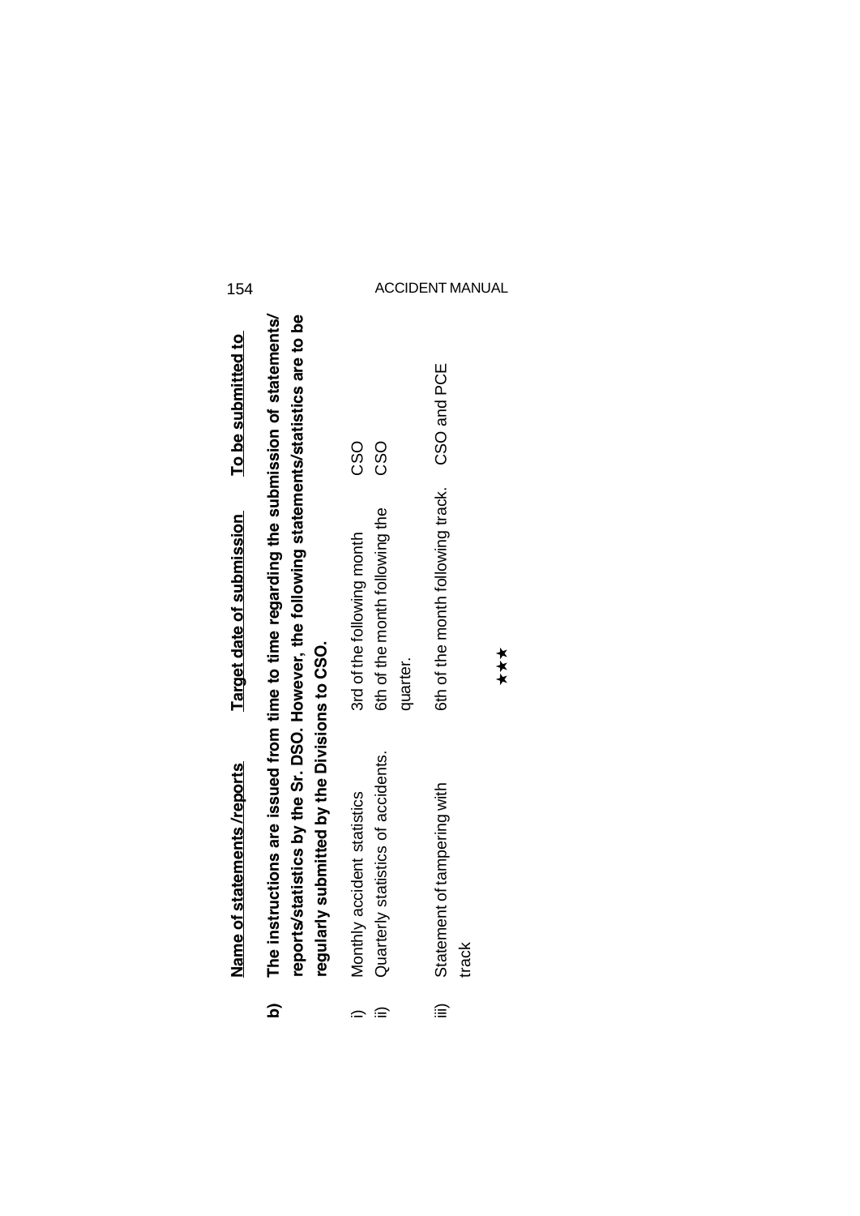| Name of statements /reports | Target date of submission | To be submitted to |
|---|---|---|

**b) The instructions are issued from time to time regarding the submission of statements/ reports/statistics by the Sr. DSO. However, the following statements/statistics are to be regularly submitted by the Divisions to CSO.**

| | | | |
|---|---|---|---|
| i) | Monthly accident statistics | 3rd of the following month | CSO |
| ii) | Quarterly statistics of accidents. | 6th of the month following the quarter. | CSO |
| iii) | Statement of tampering with track | 6th of the month following track. | CSO and PCE |

★★★